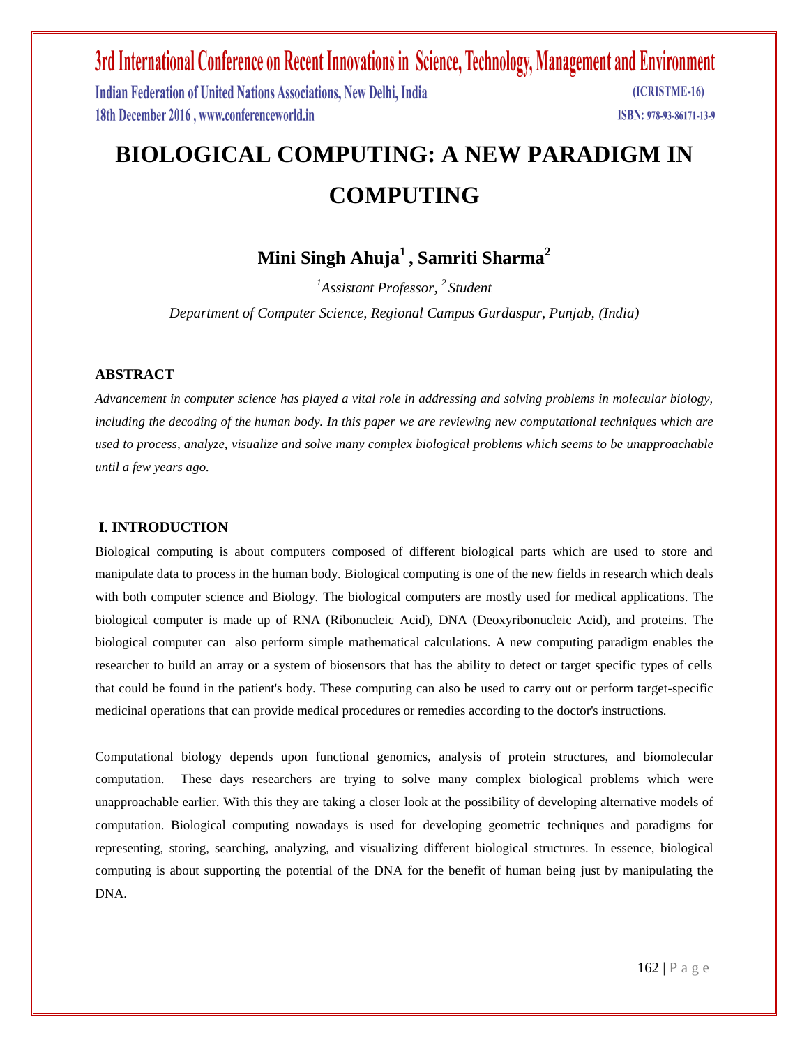# BIOLOGICAL COMPUTING: A NEW PARADIGM IN COMPUTING

**Mini Singh Ahuja[1] , Samriti Sharma[2]**

*[1]Assistant Professor, [2] Student*

*Department of Computer Science, Regional Campus Gurdaspur, Punjab, (India)*

## ABSTRACT

*Advancement in computer science has played a vital role in addressing and solving problems in molecular biology, including the decoding of the human body. In this paper we are reviewing new computational techniques which are used to process, analyze, visualize and solve many complex biological problems which seems to be unapproachable until a few years ago.*

## I. INTRODUCTION

Biological computing is about computers composed of different biological parts which are used to store and manipulate data to process in the human body. Biological computing is one of the new fields in research which deals with both computer science and Biology. The biological computers are mostly used for medical applications. The biological computer is made up of RNA (Ribonucleic Acid), DNA (Deoxyribonucleic Acid), and proteins. The biological computer can also perform simple mathematical calculations. A new computing paradigm enables the researcher to build an array or a system of biosensors that has the ability to detect or target specific types of cells that could be found in the patient's body. These computing can also be used to carry out or perform target-specific medicinal operations that can provide medical procedures or remedies according to the doctor's instructions.

Computational biology depends upon functional genomics, analysis of protein structures, and biomolecular computation. These days researchers are trying to solve many complex biological problems which were unapproachable earlier. With this they are taking a closer look at the possibility of developing alternative models of computation. Biological computing nowadays is used for developing geometric techniques and paradigms for representing, storing, searching, analyzing, and visualizing different biological structures. In essence, biological computing is about supporting the potential of the DNA for the benefit of human being just by manipulating the DNA.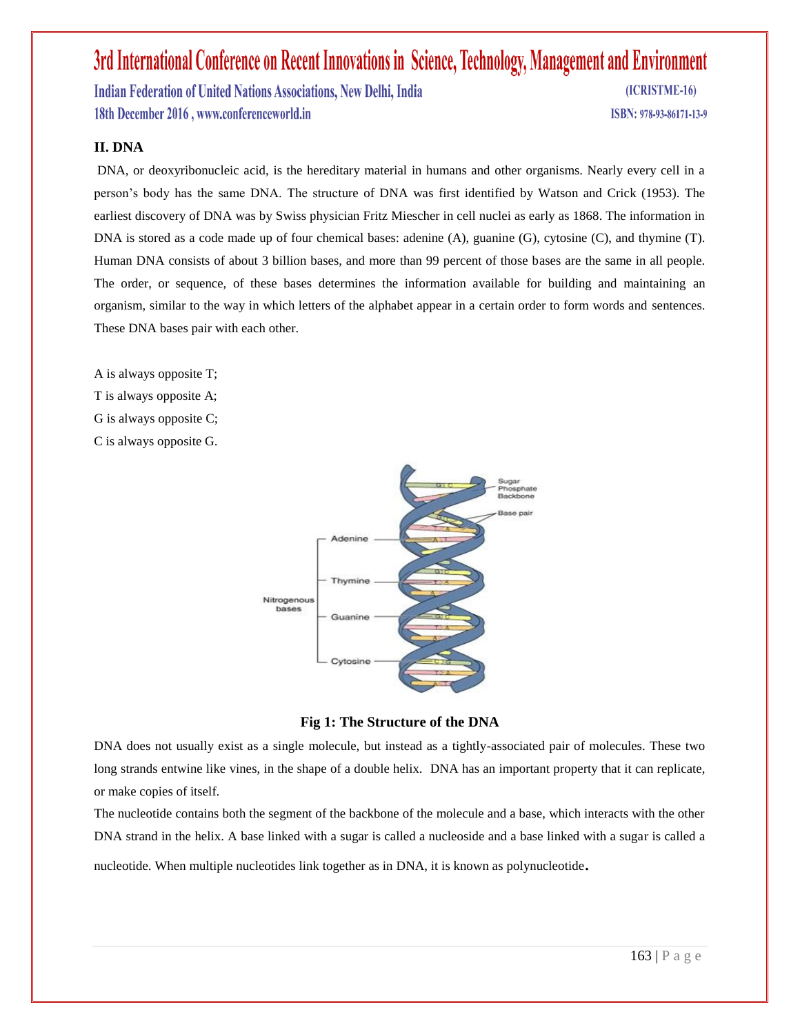## II. DNA

DNA, or deoxyribonucleic acid, is the hereditary material in humans and other organisms. Nearly every cell in a person's body has the same DNA. The structure of DNA was first identified by Watson and Crick (1953). The earliest discovery of DNA was by Swiss physician Fritz Miescher in cell nuclei as early as 1868. The information in DNA is stored as a code made up of four chemical bases: adenine (A), guanine (G), cytosine (C), and thymine (T). Human DNA consists of about 3 billion bases, and more than 99 percent of those bases are the same in all people. The order, or sequence, of these bases determines the information available for building and maintaining an organism, similar to the way in which letters of the alphabet appear in a certain order to form words and sentences. These DNA bases pair with each other.

A is always opposite T;
T is always opposite A;
G is always opposite C;
C is always opposite G.

**Fig 1: The Structure of the DNA**

DNA does not usually exist as a single molecule, but instead as a tightly-associated pair of molecules. These two long strands entwine like vines, in the shape of a double helix. DNA has an important property that it can replicate, or make copies of itself.

The nucleotide contains both the segment of the backbone of the molecule and a base, which interacts with the other DNA strand in the helix. A base linked with a sugar is called a nucleoside and a base linked with a sugar is called a nucleotide. When multiple nucleotides link together as in DNA, it is known as polynucleotide.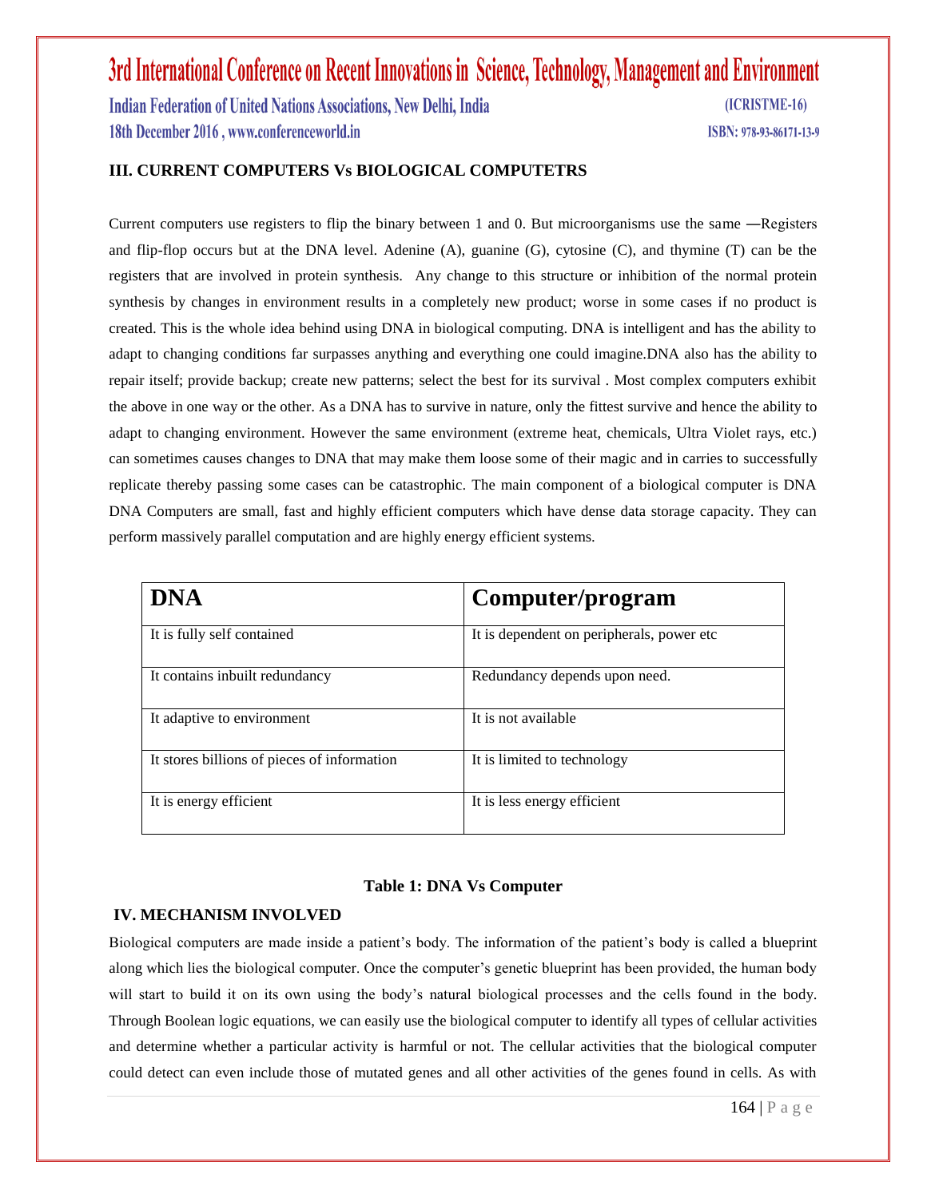## III. CURRENT COMPUTERS Vs BIOLOGICAL COMPUTETRS

Current computers use registers to flip the binary between 1 and 0. But microorganisms use the same ―Registers and flip-flop occurs but at the DNA level. Adenine (A), guanine (G), cytosine (C), and thymine (T) can be the registers that are involved in protein synthesis. Any change to this structure or inhibition of the normal protein synthesis by changes in environment results in a completely new product; worse in some cases if no product is created. This is the whole idea behind using DNA in biological computing. DNA is intelligent and has the ability to adapt to changing conditions far surpasses anything and everything one could imagine.DNA also has the ability to repair itself; provide backup; create new patterns; select the best for its survival . Most complex computers exhibit the above in one way or the other. As a DNA has to survive in nature, only the fittest survive and hence the ability to adapt to changing environment. However the same environment (extreme heat, chemicals, Ultra Violet rays, etc.) can sometimes causes changes to DNA that may make them loose some of their magic and in carries to successfully replicate thereby passing some cases can be catastrophic. The main component of a biological computer is DNA DNA Computers are small, fast and highly efficient computers which have dense data storage capacity. They can perform massively parallel computation and are highly energy efficient systems.

| DNA | Computer/program |
|---|---|
| It is fully self contained | It is dependent on peripherals, power etc |
| It contains inbuilt redundancy | Redundancy depends upon need. |
| It adaptive to environment | It is not available |
| It stores billions of pieces of information | It is limited to technology |
| It is energy efficient | It is less energy efficient |

**Table 1: DNA Vs Computer**

## IV. MECHANISM INVOLVED

Biological computers are made inside a patient's body. The information of the patient's body is called a blueprint along which lies the biological computer. Once the computer's genetic blueprint has been provided, the human body will start to build it on its own using the body's natural biological processes and the cells found in the body. Through Boolean logic equations, we can easily use the biological computer to identify all types of cellular activities and determine whether a particular activity is harmful or not. The cellular activities that the biological computer could detect can even include those of mutated genes and all other activities of the genes found in cells. As with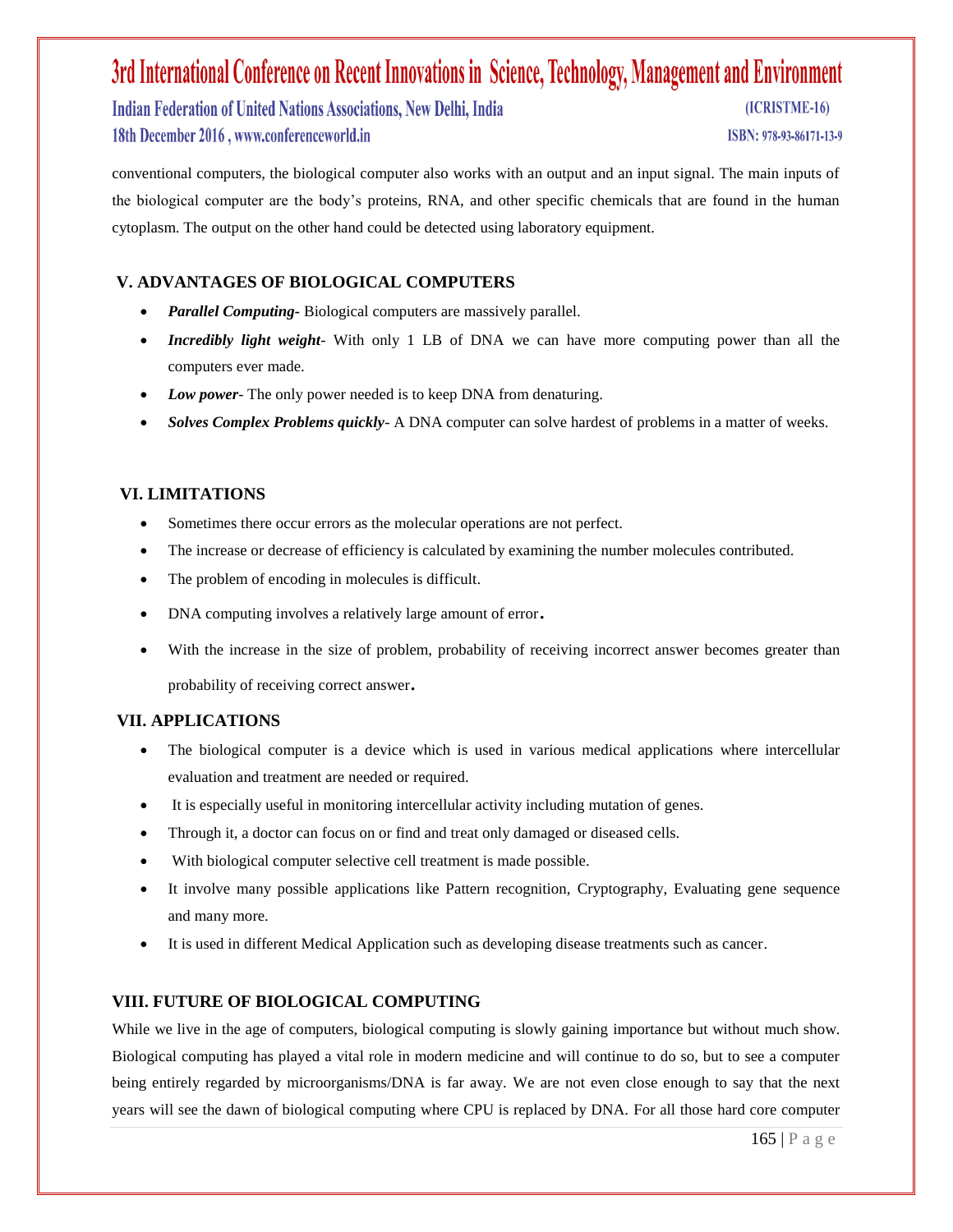conventional computers, the biological computer also works with an output and an input signal. The main inputs of the biological computer are the body's proteins, RNA, and other specific chemicals that are found in the human cytoplasm. The output on the other hand could be detected using laboratory equipment.

## V. ADVANTAGES OF BIOLOGICAL COMPUTERS

- ***Parallel Computing***- Biological computers are massively parallel.
- ***Incredibly light weight***- With only 1 LB of DNA we can have more computing power than all the computers ever made.
- ***Low power***- The only power needed is to keep DNA from denaturing.
- ***Solves Complex Problems quickly***- A DNA computer can solve hardest of problems in a matter of weeks.

## VI. LIMITATIONS

- Sometimes there occur errors as the molecular operations are not perfect.
- The increase or decrease of efficiency is calculated by examining the number molecules contributed.
- The problem of encoding in molecules is difficult.
- DNA computing involves a relatively large amount of error.
- With the increase in the size of problem, probability of receiving incorrect answer becomes greater than probability of receiving correct answer.

## VII. APPLICATIONS

- The biological computer is a device which is used in various medical applications where intercellular evaluation and treatment are needed or required.
- It is especially useful in monitoring intercellular activity including mutation of genes.
- Through it, a doctor can focus on or find and treat only damaged or diseased cells.
- With biological computer selective cell treatment is made possible.
- It involve many possible applications like Pattern recognition, Cryptography, Evaluating gene sequence and many more.
- It is used in different Medical Application such as developing disease treatments such as cancer.

## VIII. FUTURE OF BIOLOGICAL COMPUTING

While we live in the age of computers, biological computing is slowly gaining importance but without much show. Biological computing has played a vital role in modern medicine and will continue to do so, but to see a computer being entirely regarded by microorganisms/DNA is far away. We are not even close enough to say that the next years will see the dawn of biological computing where CPU is replaced by DNA. For all those hard core computer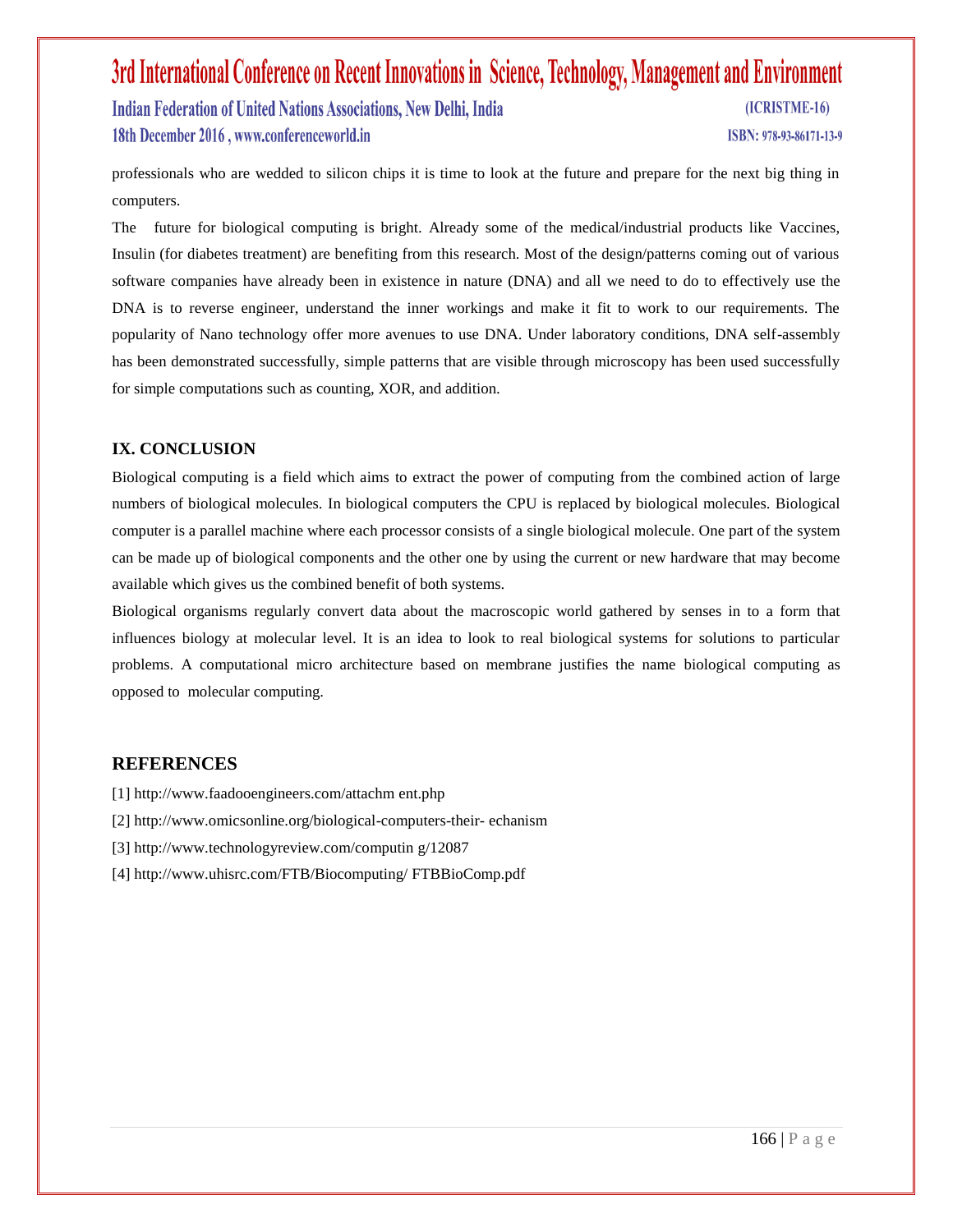professionals who are wedded to silicon chips it is time to look at the future and prepare for the next big thing in computers.

The future for biological computing is bright. Already some of the medical/industrial products like Vaccines, Insulin (for diabetes treatment) are benefiting from this research. Most of the design/patterns coming out of various software companies have already been in existence in nature (DNA) and all we need to do to effectively use the DNA is to reverse engineer, understand the inner workings and make it fit to work to our requirements. The popularity of Nano technology offer more avenues to use DNA. Under laboratory conditions, DNA self-assembly has been demonstrated successfully, simple patterns that are visible through microscopy has been used successfully for simple computations such as counting, XOR, and addition.

## IX. CONCLUSION

Biological computing is a field which aims to extract the power of computing from the combined action of large numbers of biological molecules. In biological computers the CPU is replaced by biological molecules. Biological computer is a parallel machine where each processor consists of a single biological molecule. One part of the system can be made up of biological components and the other one by using the current or new hardware that may become available which gives us the combined benefit of both systems.

Biological organisms regularly convert data about the macroscopic world gathered by senses in to a form that influences biology at molecular level. It is an idea to look to real biological systems for solutions to particular problems. A computational micro architecture based on membrane justifies the name biological computing as opposed to molecular computing.

## REFERENCES

[1] http://www.faadooengineers.com/attachm ent.php

[2] http://www.omicsonline.org/biological-computers-their- echanism

[3] http://www.technologyreview.com/computin g/12087

[4] http://www.uhisrc.com/FTB/Biocomputing/ FTBBioComp.pdf